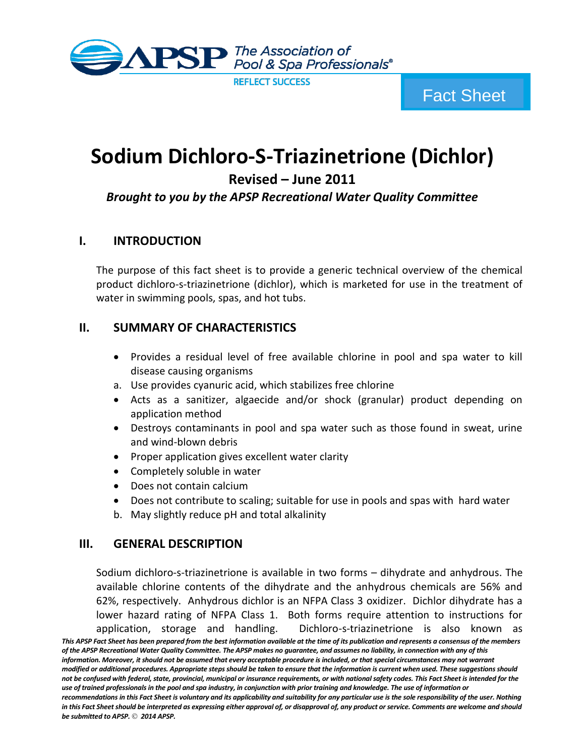The Association of Pool & Spa Professionals®

REFLECT SUCCESS

Fact Sheet

# Sodium Dichloro-S-Triazinetrione (Dichlor)

## Revised – June 2011

***Brought to you by the APSP Recreational Water Quality Committee***

## I. INTRODUCTION

The purpose of this fact sheet is to provide a generic technical overview of the chemical product dichloro-s-triazinetrione (dichlor), which is marketed for use in the treatment of water in swimming pools, spas, and hot tubs.

## II. SUMMARY OF CHARACTERISTICS

- Provides a residual level of free available chlorine in pool and spa water to kill disease causing organisms

a. Use provides cyanuric acid, which stabilizes free chlorine

- Acts as a sanitizer, algaecide and/or shock (granular) product depending on application method
- Destroys contaminants in pool and spa water such as those found in sweat, urine and wind-blown debris
- Proper application gives excellent water clarity
- Completely soluble in water
- Does not contain calcium
- Does not contribute to scaling; suitable for use in pools and spas with hard water

b. May slightly reduce pH and total alkalinity

## III. GENERAL DESCRIPTION

Sodium dichloro-s-triazinetrione is available in two forms – dihydrate and anhydrous. The available chlorine contents of the dihydrate and the anhydrous chemicals are 56% and 62%, respectively. Anhydrous dichlor is an NFPA Class 3 oxidizer. Dichlor dihydrate has a lower hazard rating of NFPA Class 1. Both forms require attention to instructions for application, storage and handling. Dichloro-s-triazinetrione is also known as

*This APSP Fact Sheet has been prepared from the best information available at the time of its publication and represents a consensus of the members of the APSP Recreational Water Quality Committee. The APSP makes no guarantee, and assumes no liability, in connection with any of this information. Moreover, it should not be assumed that every acceptable procedure is included, or that special circumstances may not warrant modified or additional procedures. Appropriate steps should be taken to ensure that the information is current when used. These suggestions should not be confused with federal, state, provincial, municipal or insurance requirements, or with national safety codes. This Fact Sheet is intended for the use of trained professionals in the pool and spa industry, in conjunction with prior training and knowledge. The use of information or recommendations in this Fact Sheet is voluntary and its applicability and suitability for any particular use is the sole responsibility of the user. Nothing in this Fact Sheet should be interpreted as expressing either approval of, or disapproval of, any product or service. Comments are welcome and should be submitted to APSP. © 2014 APSP.*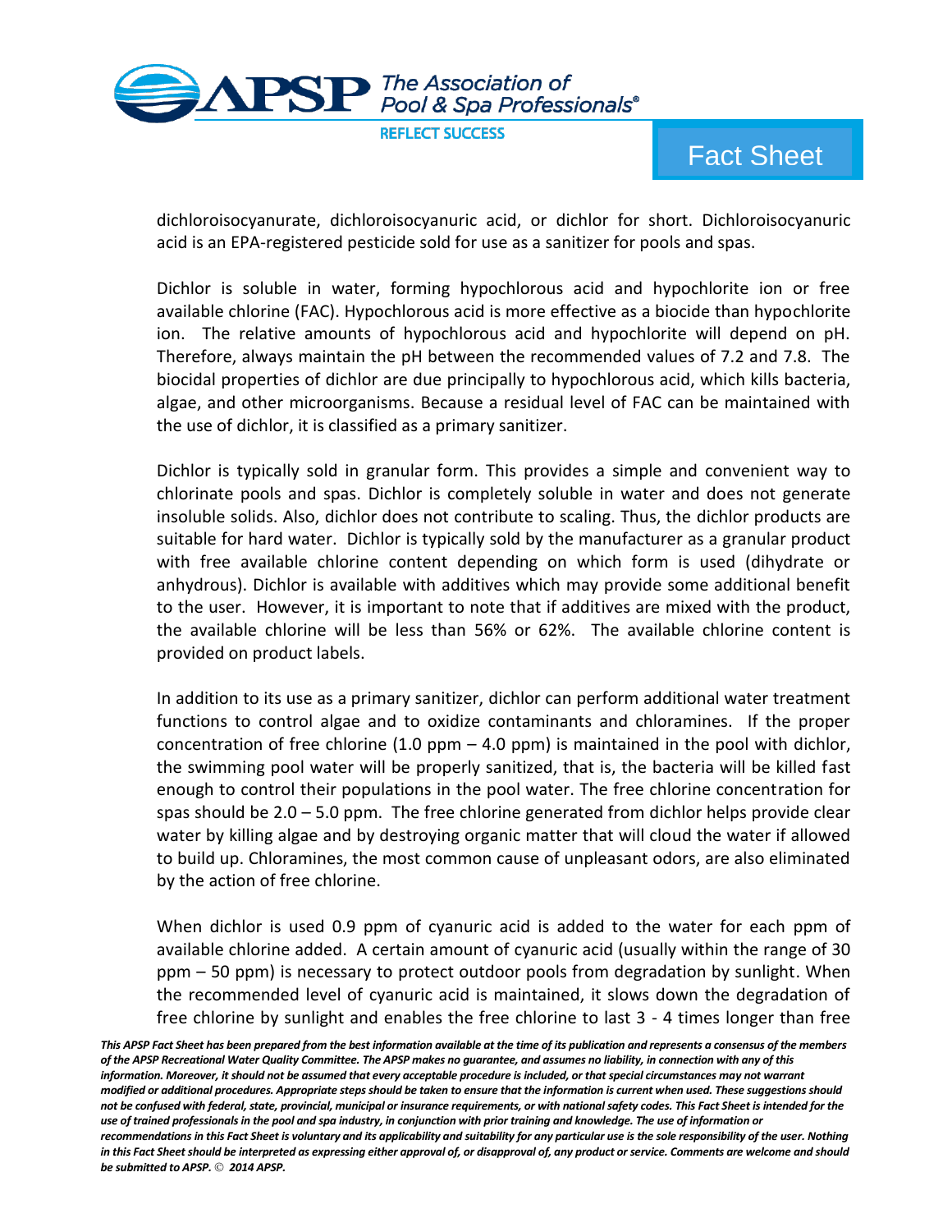dichloroisocyanurate, dichloroisocyanuric acid, or dichlor for short. Dichloroisocyanuric acid is an EPA-registered pesticide sold for use as a sanitizer for pools and spas.

Dichlor is soluble in water, forming hypochlorous acid and hypochlorite ion or free available chlorine (FAC). Hypochlorous acid is more effective as a biocide than hypochlorite ion. The relative amounts of hypochlorous acid and hypochlorite will depend on pH. Therefore, always maintain the pH between the recommended values of 7.2 and 7.8. The biocidal properties of dichlor are due principally to hypochlorous acid, which kills bacteria, algae, and other microorganisms. Because a residual level of FAC can be maintained with the use of dichlor, it is classified as a primary sanitizer.

Dichlor is typically sold in granular form. This provides a simple and convenient way to chlorinate pools and spas. Dichlor is completely soluble in water and does not generate insoluble solids. Also, dichlor does not contribute to scaling. Thus, the dichlor products are suitable for hard water. Dichlor is typically sold by the manufacturer as a granular product with free available chlorine content depending on which form is used (dihydrate or anhydrous). Dichlor is available with additives which may provide some additional benefit to the user. However, it is important to note that if additives are mixed with the product, the available chlorine will be less than 56% or 62%. The available chlorine content is provided on product labels.

In addition to its use as a primary sanitizer, dichlor can perform additional water treatment functions to control algae and to oxidize contaminants and chloramines. If the proper concentration of free chlorine (1.0 ppm – 4.0 ppm) is maintained in the pool with dichlor, the swimming pool water will be properly sanitized, that is, the bacteria will be killed fast enough to control their populations in the pool water. The free chlorine concentration for spas should be 2.0 – 5.0 ppm. The free chlorine generated from dichlor helps provide clear water by killing algae and by destroying organic matter that will cloud the water if allowed to build up. Chloramines, the most common cause of unpleasant odors, are also eliminated by the action of free chlorine.

When dichlor is used 0.9 ppm of cyanuric acid is added to the water for each ppm of available chlorine added. A certain amount of cyanuric acid (usually within the range of 30 ppm – 50 ppm) is necessary to protect outdoor pools from degradation by sunlight. When the recommended level of cyanuric acid is maintained, it slows down the degradation of free chlorine by sunlight and enables the free chlorine to last 3 - 4 times longer than free

*This APSP Fact Sheet has been prepared from the best information available at the time of its publication and represents a consensus of the members of the APSP Recreational Water Quality Committee. The APSP makes no guarantee, and assumes no liability, in connection with any of this information. Moreover, it should not be assumed that every acceptable procedure is included, or that special circumstances may not warrant modified or additional procedures. Appropriate steps should be taken to ensure that the information is current when used. These suggestions should not be confused with federal, state, provincial, municipal or insurance requirements, or with national safety codes. This Fact Sheet is intended for the use of trained professionals in the pool and spa industry, in conjunction with prior training and knowledge. The use of information or recommendations in this Fact Sheet is voluntary and its applicability and suitability for any particular use is the sole responsibility of the user. Nothing in this Fact Sheet should be interpreted as expressing either approval of, or disapproval of, any product or service. Comments are welcome and should be submitted to APSP. © 2014 APSP.*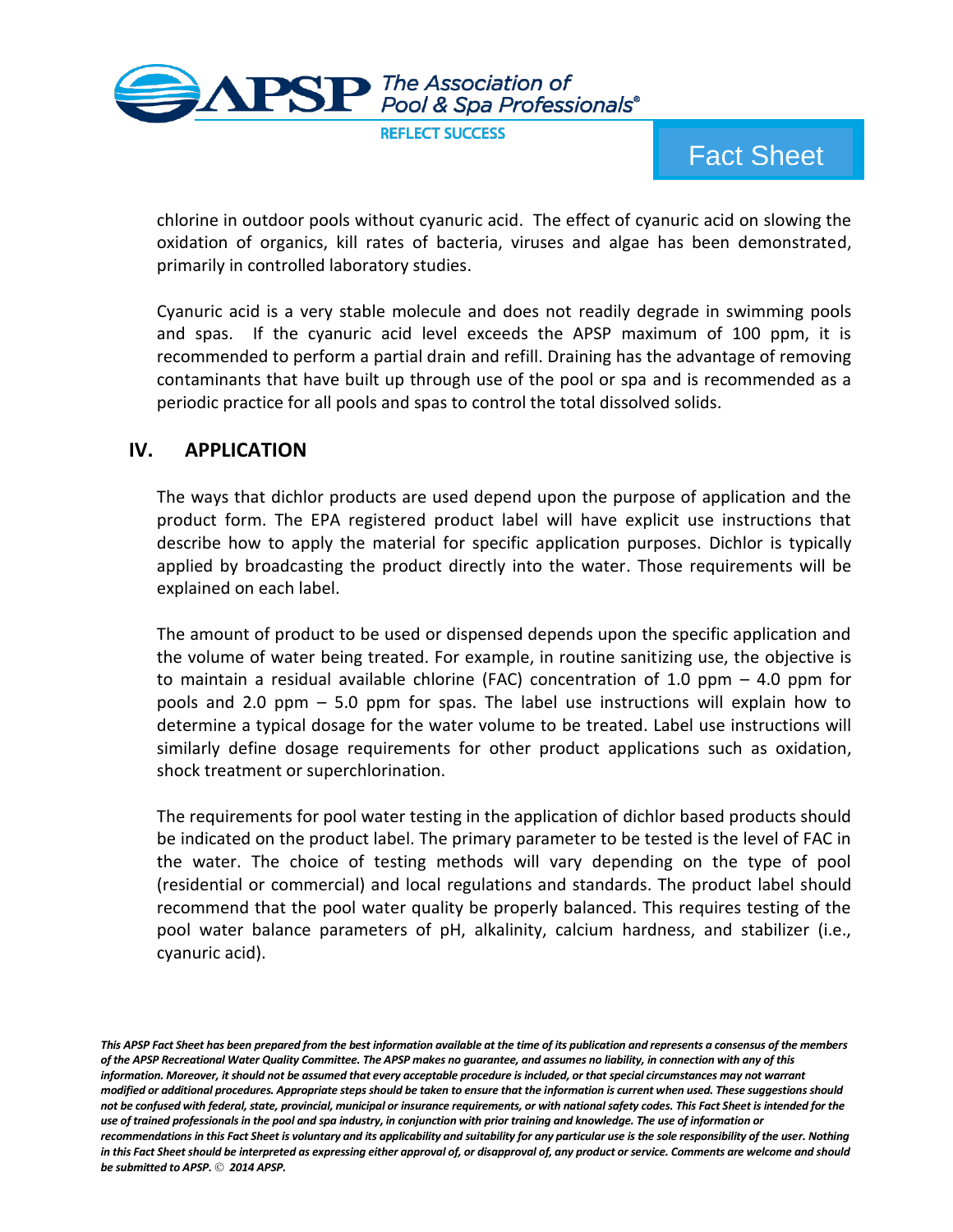chlorine in outdoor pools without cyanuric acid. The effect of cyanuric acid on slowing the oxidation of organics, kill rates of bacteria, viruses and algae has been demonstrated, primarily in controlled laboratory studies.

Cyanuric acid is a very stable molecule and does not readily degrade in swimming pools and spas. If the cyanuric acid level exceeds the APSP maximum of 100 ppm, it is recommended to perform a partial drain and refill. Draining has the advantage of removing contaminants that have built up through use of the pool or spa and is recommended as a periodic practice for all pools and spas to control the total dissolved solids.

## IV. APPLICATION

The ways that dichlor products are used depend upon the purpose of application and the product form. The EPA registered product label will have explicit use instructions that describe how to apply the material for specific application purposes. Dichlor is typically applied by broadcasting the product directly into the water. Those requirements will be explained on each label.

The amount of product to be used or dispensed depends upon the specific application and the volume of water being treated. For example, in routine sanitizing use, the objective is to maintain a residual available chlorine (FAC) concentration of 1.0 ppm – 4.0 ppm for pools and 2.0 ppm – 5.0 ppm for spas. The label use instructions will explain how to determine a typical dosage for the water volume to be treated. Label use instructions will similarly define dosage requirements for other product applications such as oxidation, shock treatment or superchlorination.

The requirements for pool water testing in the application of dichlor based products should be indicated on the product label. The primary parameter to be tested is the level of FAC in the water. The choice of testing methods will vary depending on the type of pool (residential or commercial) and local regulations and standards. The product label should recommend that the pool water quality be properly balanced. This requires testing of the pool water balance parameters of pH, alkalinity, calcium hardness, and stabilizer (i.e., cyanuric acid).

***This APSP Fact Sheet has been prepared from the best information available at the time of its publication and represents a consensus of the members of the APSP Recreational Water Quality Committee. The APSP makes no guarantee, and assumes no liability, in connection with any of this information. Moreover, it should not be assumed that every acceptable procedure is included, or that special circumstances may not warrant modified or additional procedures. Appropriate steps should be taken to ensure that the information is current when used. These suggestions should not be confused with federal, state, provincial, municipal or insurance requirements, or with national safety codes. This Fact Sheet is intended for the use of trained professionals in the pool and spa industry, in conjunction with prior training and knowledge. The use of information or recommendations in this Fact Sheet is voluntary and its applicability and suitability for any particular use is the sole responsibility of the user. Nothing in this Fact Sheet should be interpreted as expressing either approval of, or disapproval of, any product or service. Comments are welcome and should be submitted to APSP. © 2014 APSP.***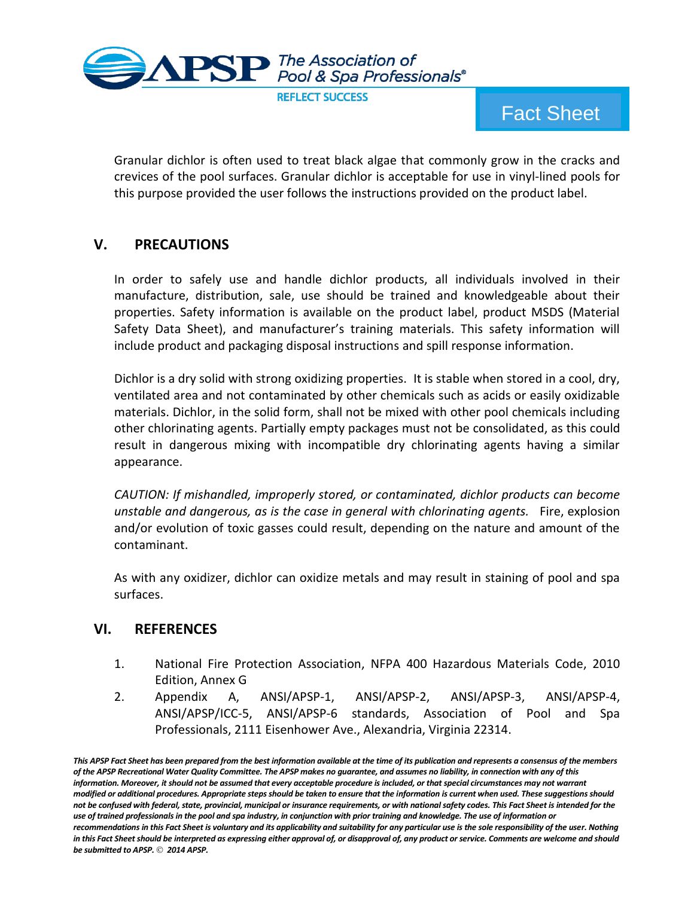Granular dichlor is often used to treat black algae that commonly grow in the cracks and crevices of the pool surfaces. Granular dichlor is acceptable for use in vinyl-lined pools for this purpose provided the user follows the instructions provided on the product label.

## V. PRECAUTIONS

In order to safely use and handle dichlor products, all individuals involved in their manufacture, distribution, sale, use should be trained and knowledgeable about their properties. Safety information is available on the product label, product MSDS (Material Safety Data Sheet), and manufacturer's training materials. This safety information will include product and packaging disposal instructions and spill response information.

Dichlor is a dry solid with strong oxidizing properties. It is stable when stored in a cool, dry, ventilated area and not contaminated by other chemicals such as acids or easily oxidizable materials. Dichlor, in the solid form, shall not be mixed with other pool chemicals including other chlorinating agents. Partially empty packages must not be consolidated, as this could result in dangerous mixing with incompatible dry chlorinating agents having a similar appearance.

*CAUTION: If mishandled, improperly stored, or contaminated, dichlor products can become unstable and dangerous, as is the case in general with chlorinating agents.* Fire, explosion and/or evolution of toxic gasses could result, depending on the nature and amount of the contaminant.

As with any oxidizer, dichlor can oxidize metals and may result in staining of pool and spa surfaces.

## VI. REFERENCES

1. National Fire Protection Association, NFPA 400 Hazardous Materials Code, 2010 Edition, Annex G
2. Appendix A, ANSI/APSP-1, ANSI/APSP-2, ANSI/APSP-3, ANSI/APSP-4, ANSI/APSP/ICC-5, ANSI/APSP-6 standards, Association of Pool and Spa Professionals, 2111 Eisenhower Ave., Alexandria, Virginia 22314.

***This APSP Fact Sheet has been prepared from the best information available at the time of its publication and represents a consensus of the members of the APSP Recreational Water Quality Committee. The APSP makes no guarantee, and assumes no liability, in connection with any of this information. Moreover, it should not be assumed that every acceptable procedure is included, or that special circumstances may not warrant modified or additional procedures. Appropriate steps should be taken to ensure that the information is current when used. These suggestions should not be confused with federal, state, provincial, municipal or insurance requirements, or with national safety codes. This Fact Sheet is intended for the use of trained professionals in the pool and spa industry, in conjunction with prior training and knowledge. The use of information or recommendations in this Fact Sheet is voluntary and its applicability and suitability for any particular use is the sole responsibility of the user. Nothing in this Fact Sheet should be interpreted as expressing either approval of, or disapproval of, any product or service. Comments are welcome and should be submitted to APSP. © 2014 APSP.***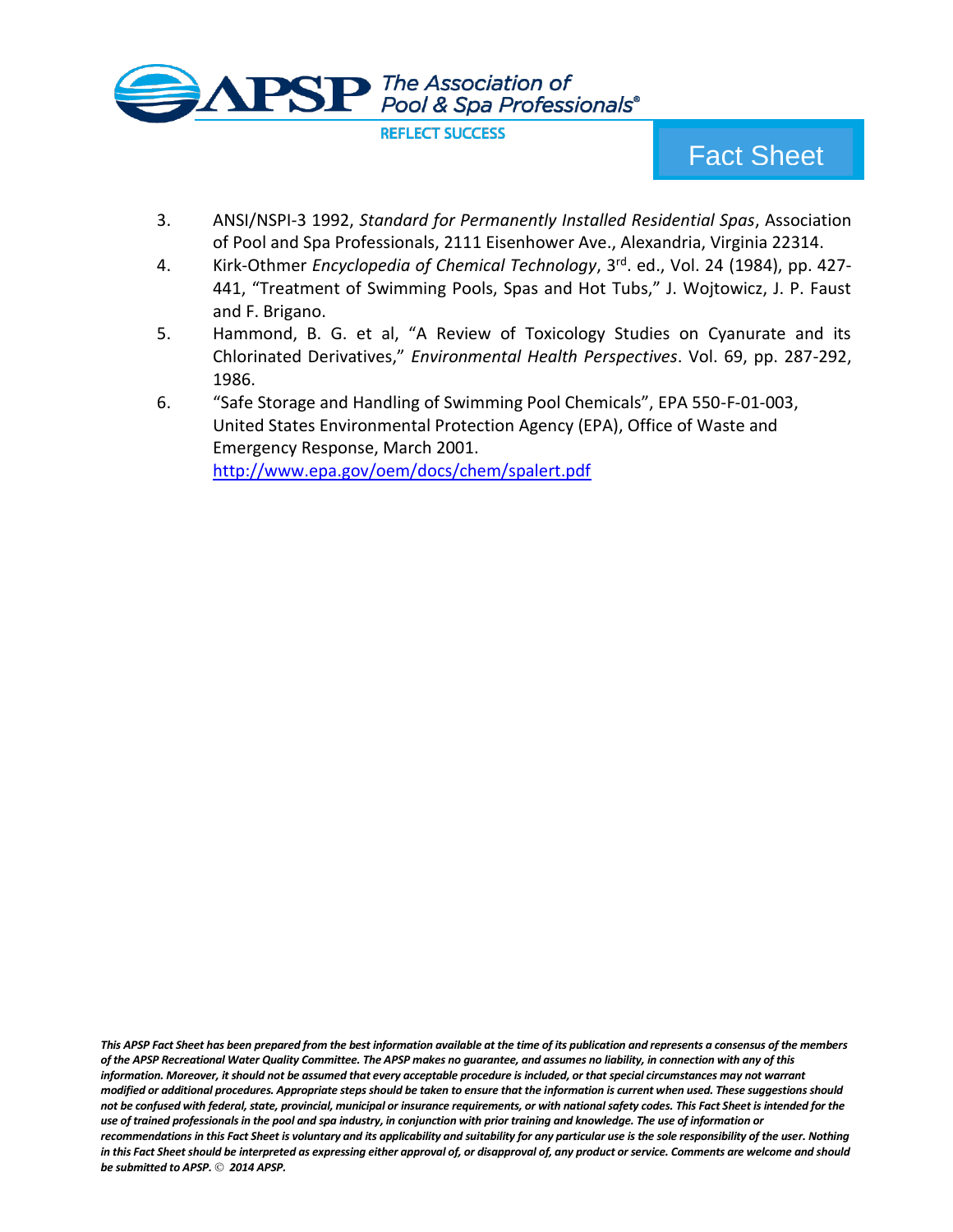3. ANSI/NSPI-3 1992, *Standard for Permanently Installed Residential Spas*, Association of Pool and Spa Professionals, 2111 Eisenhower Ave., Alexandria, Virginia 22314.
4. Kirk-Othmer *Encyclopedia of Chemical Technology*, 3rd. ed., Vol. 24 (1984), pp. 427-441, “Treatment of Swimming Pools, Spas and Hot Tubs,” J. Wojtowicz, J. P. Faust and F. Brigano.
5. Hammond, B. G. et al, “A Review of Toxicology Studies on Cyanurate and its Chlorinated Derivatives,” *Environmental Health Perspectives*. Vol. 69, pp. 287-292, 1986.
6. “Safe Storage and Handling of Swimming Pool Chemicals”, EPA 550-F-01-003, United States Environmental Protection Agency (EPA), Office of Waste and Emergency Response, March 2001. http://www.epa.gov/oem/docs/chem/spalert.pdf

***This APSP Fact Sheet has been prepared from the best information available at the time of its publication and represents a consensus of the members of the APSP Recreational Water Quality Committee. The APSP makes no guarantee, and assumes no liability, in connection with any of this information. Moreover, it should not be assumed that every acceptable procedure is included, or that special circumstances may not warrant modified or additional procedures. Appropriate steps should be taken to ensure that the information is current when used. These suggestions should not be confused with federal, state, provincial, municipal or insurance requirements, or with national safety codes. This Fact Sheet is intended for the use of trained professionals in the pool and spa industry, in conjunction with prior training and knowledge. The use of information or recommendations in this Fact Sheet is voluntary and its applicability and suitability for any particular use is the sole responsibility of the user. Nothing in this Fact Sheet should be interpreted as expressing either approval of, or disapproval of, any product or service. Comments are welcome and should be submitted to APSP. © 2014 APSP.***